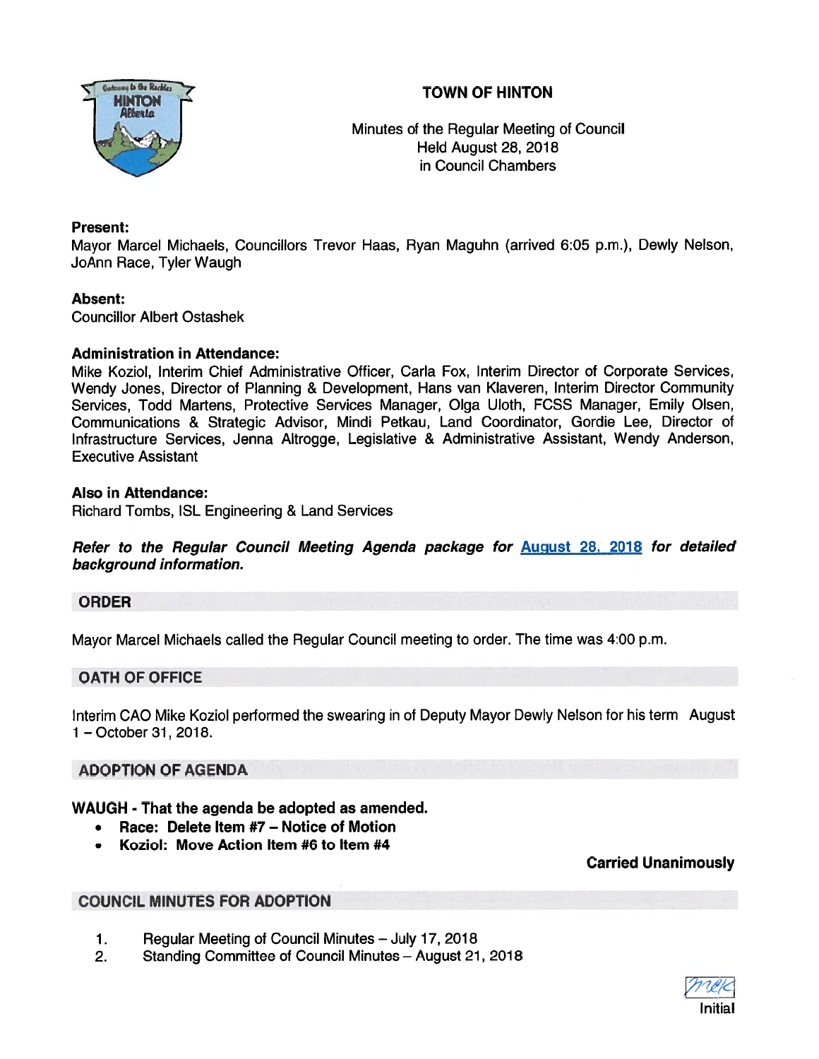# TOWN OF HINTON

Minutes of the Regular Meeting of Council
Held August 28, 2018
in Council Chambers

**Present:**
Mayor Marcel Michaels, Councillors Trevor Haas, Ryan Maguhn (arrived 6:05 p.m.), Dewly Nelson, JoAnn Race, Tyler Waugh

**Absent:**
Councillor Albert Ostashek

**Administration in Attendance:**
Mike Koziol, Interim Chief Administrative Officer, Carla Fox, Interim Director of Corporate Services, Wendy Jones, Director of Planning & Development, Hans van Klaveren, Interim Director Community Services, Todd Martens, Protective Services Manager, Olga Uloth, FCSS Manager, Emily Olsen, Communications & Strategic Advisor, Mindi Petkau, Land Coordinator, Gordie Lee, Director of Infrastructure Services, Jenna Altrogge, Legislative & Administrative Assistant, Wendy Anderson, Executive Assistant

**Also in Attendance:**
Richard Tombs, ISL Engineering & Land Services

***Refer to the Regular Council Meeting Agenda package for August 28, 2018 for detailed background information.***

## ORDER

Mayor Marcel Michaels called the Regular Council meeting to order. The time was 4:00 p.m.

## OATH OF OFFICE

Interim CAO Mike Koziol performed the swearing in of Deputy Mayor Dewly Nelson for his term August 1 – October 31, 2018.

## ADOPTION OF AGENDA

**WAUGH - That the agenda be adopted as amended.**

- **Race: Delete Item #7 – Notice of Motion**
- **Koziol: Move Action Item #6 to Item #4**

**Carried Unanimously**

## COUNCIL MINUTES FOR ADOPTION

1. Regular Meeting of Council Minutes – July 17, 2018
2. Standing Committee of Council Minutes – August 21, 2018

Initial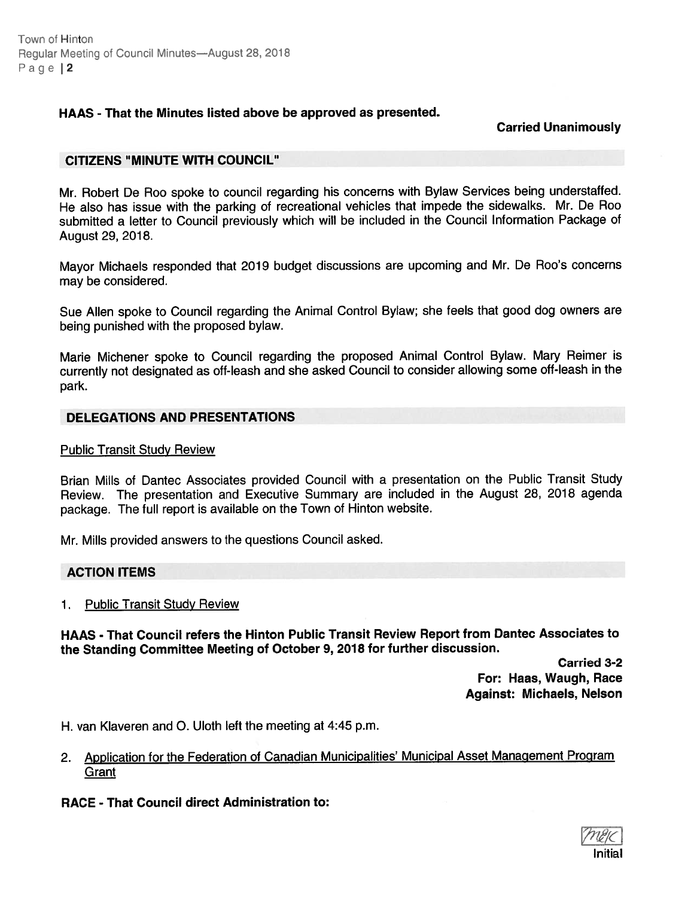**HAAS - That the Minutes listed above be approved as presented.**

**Carried Unanimously**

## CITIZENS "MINUTE WITH COUNCIL"

Mr. Robert De Roo spoke to council regarding his concerns with Bylaw Services being understaffed. He also has issue with the parking of recreational vehicles that impede the sidewalks. Mr. De Roo submitted a letter to Council previously which will be included in the Council Information Package of August 29, 2018.

Mayor Michaels responded that 2019 budget discussions are upcoming and Mr. De Roo's concerns may be considered.

Sue Allen spoke to Council regarding the Animal Control Bylaw; she feels that good dog owners are being punished with the proposed bylaw.

Marie Michener spoke to Council regarding the proposed Animal Control Bylaw. Mary Reimer is currently not designated as off-leash and she asked Council to consider allowing some off-leash in the park.

## DELEGATIONS AND PRESENTATIONS

Public Transit Study Review

Brian Mills of Dantec Associates provided Council with a presentation on the Public Transit Study Review. The presentation and Executive Summary are included in the August 28, 2018 agenda package. The full report is available on the Town of Hinton website.

Mr. Mills provided answers to the questions Council asked.

## ACTION ITEMS

1. Public Transit Study Review

**HAAS - That Council refers the Hinton Public Transit Review Report from Dantec Associates to the Standing Committee Meeting of October 9, 2018 for further discussion.**

**Carried 3-2**
**For: Haas, Waugh, Race**
**Against: Michaels, Nelson**

H. van Klaveren and O. Uloth left the meeting at 4:45 p.m.

2. Application for the Federation of Canadian Municipalities' Municipal Asset Management Program Grant

**RACE - That Council direct Administration to:**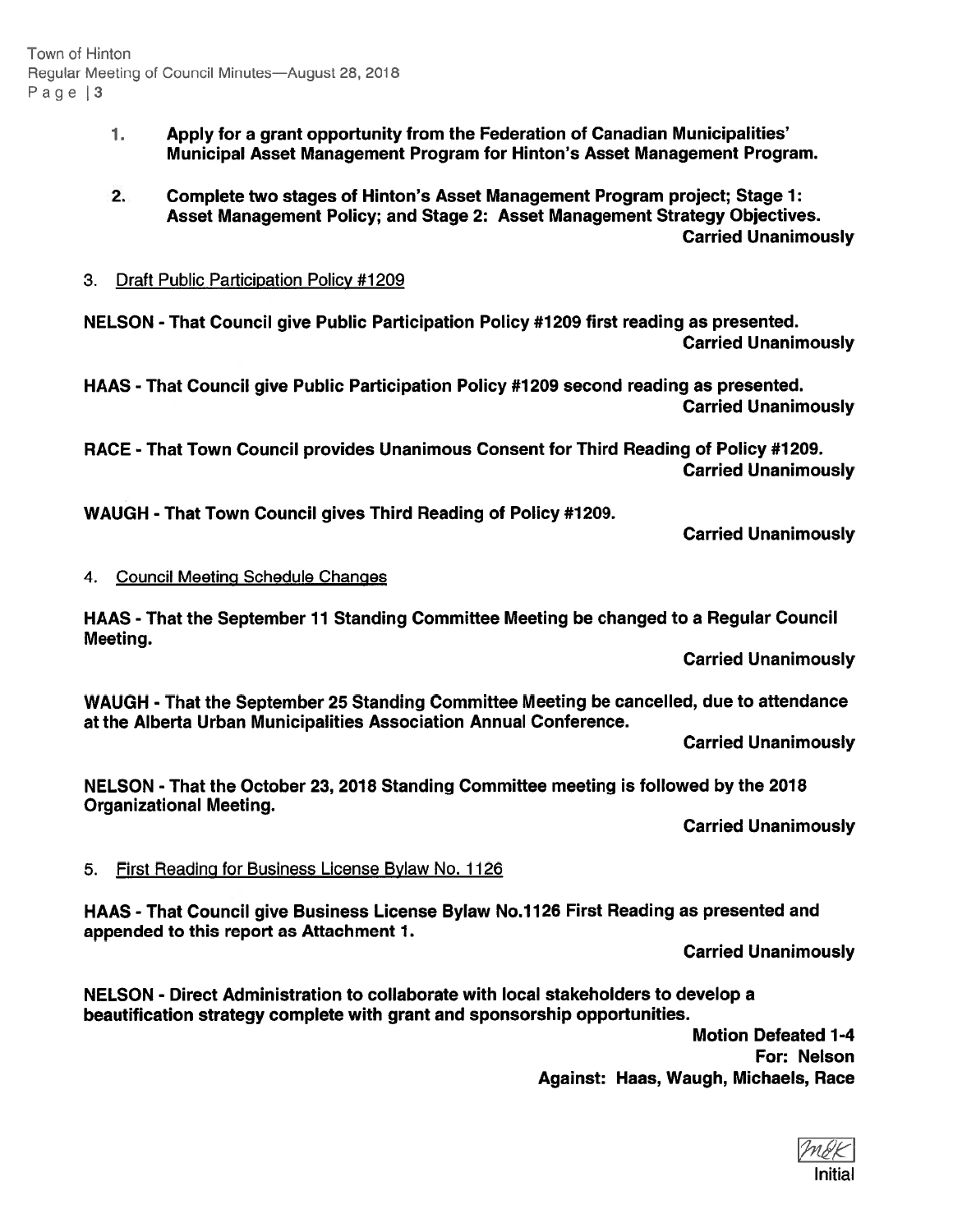1. **Apply for a grant opportunity from the Federation of Canadian Municipalities' Municipal Asset Management Program for Hinton's Asset Management Program.**

2. **Complete two stages of Hinton's Asset Management Program project; Stage 1: Asset Management Policy; and Stage 2: Asset Management Strategy Objectives.**

**Carried Unanimously**

3. Draft Public Participation Policy #1209

**NELSON - That Council give Public Participation Policy #1209 first reading as presented.**

**Carried Unanimously**

**HAAS - That Council give Public Participation Policy #1209 second reading as presented.**

**Carried Unanimously**

**RACE - That Town Council provides Unanimous Consent for Third Reading of Policy #1209.**

**Carried Unanimously**

**WAUGH - That Town Council gives Third Reading of Policy #1209.**

**Carried Unanimously**

4. Council Meeting Schedule Changes

**HAAS - That the September 11 Standing Committee Meeting be changed to a Regular Council Meeting.**

**Carried Unanimously**

**WAUGH - That the September 25 Standing Committee Meeting be cancelled, due to attendance at the Alberta Urban Municipalities Association Annual Conference.**

**Carried Unanimously**

**NELSON - That the October 23, 2018 Standing Committee meeting is followed by the 2018 Organizational Meeting.**

**Carried Unanimously**

5. First Reading for Business License Bylaw No. 1126

**HAAS - That Council give Business License Bylaw No.1126 First Reading as presented and appended to this report as Attachment 1.**

**Carried Unanimously**

**NELSON - Direct Administration to collaborate with local stakeholders to develop a beautification strategy complete with grant and sponsorship opportunities.**

**Motion Defeated 1-4**
**For: Nelson**
**Against: Haas, Waugh, Michaels, Race**

MSK
Initial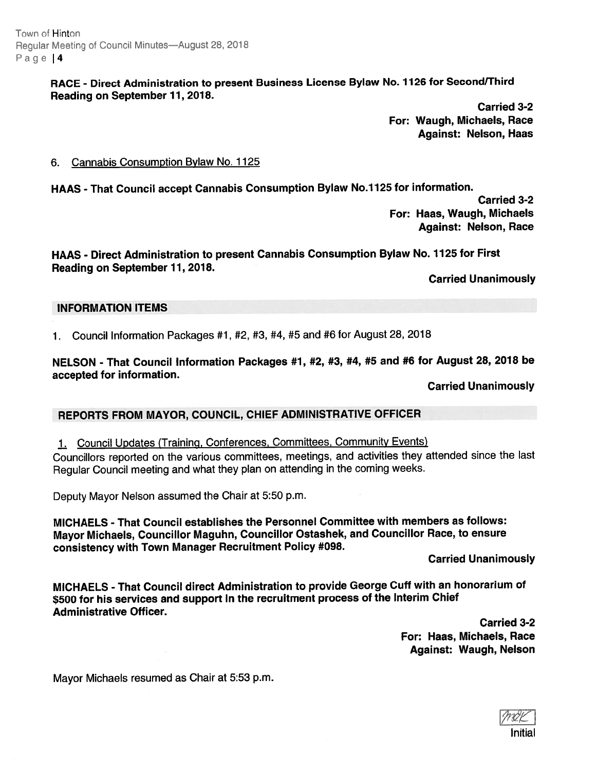**RACE - Direct Administration to present Business License Bylaw No. 1126 for Second/Third Reading on September 11, 2018.**

**Carried 3-2**
**For: Waugh, Michaels, Race**
**Against: Nelson, Haas**

6. Cannabis Consumption Bylaw No. 1125

**HAAS - That Council accept Cannabis Consumption Bylaw No.1125 for information.**

**Carried 3-2**
**For: Haas, Waugh, Michaels**
**Against: Nelson, Race**

**HAAS - Direct Administration to present Cannabis Consumption Bylaw No. 1125 for First Reading on September 11, 2018.**

**Carried Unanimously**

## INFORMATION ITEMS

1. Council Information Packages #1, #2, #3, #4, #5 and #6 for August 28, 2018

**NELSON - That Council Information Packages #1, #2, #3, #4, #5 and #6 for August 28, 2018 be accepted for information.**

**Carried Unanimously**

## REPORTS FROM MAYOR, COUNCIL, CHIEF ADMINISTRATIVE OFFICER

1. Council Updates (Training, Conferences, Committees, Community Events)

Councillors reported on the various committees, meetings, and activities they attended since the last Regular Council meeting and what they plan on attending in the coming weeks.

Deputy Mayor Nelson assumed the Chair at 5:50 p.m.

**MICHAELS - That Council establishes the Personnel Committee with members as follows: Mayor Michaels, Councillor Maguhn, Councillor Ostashek, and Councillor Race, to ensure consistency with Town Manager Recruitment Policy #098.**

**Carried Unanimously**

**MICHAELS - That Council direct Administration to provide George Cuff with an honorarium of $500 for his services and support in the recruitment process of the Interim Chief Administrative Officer.**

**Carried 3-2**
**For: Haas, Michaels, Race**
**Against: Waugh, Nelson**

Mayor Michaels resumed as Chair at 5:53 p.m.

Initial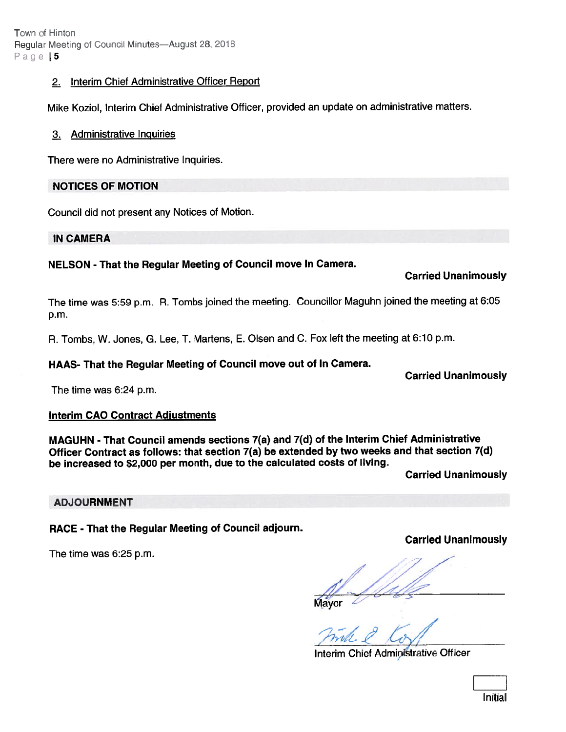2. Interim Chief Administrative Officer Report

Mike Koziol, Interim Chief Administrative Officer, provided an update on administrative matters.

3. Administrative Inquiries

There were no Administrative Inquiries.

## NOTICES OF MOTION

Council did not present any Notices of Motion.

## IN CAMERA

**NELSON - That the Regular Meeting of Council move In Camera.**

**Carried Unanimously**

The time was 5:59 p.m. R. Tombs joined the meeting. Councillor Maguhn joined the meeting at 6:05 p.m.

R. Tombs, W. Jones, G. Lee, T. Martens, E. Olsen and C. Fox left the meeting at 6:10 p.m.

**HAAS- That the Regular Meeting of Council move out of In Camera.**

**Carried Unanimously**

The time was 6:24 p.m.

**Interim CAO Contract Adjustments**

**MAGUHN - That Council amends sections 7(a) and 7(d) of the Interim Chief Administrative Officer Contract as follows: that section 7(a) be extended by two weeks and that section 7(d) be increased to $2,000 per month, due to the calculated costs of living.**

**Carried Unanimously**

## ADJOURNMENT

**RACE - That the Regular Meeting of Council adjourn.**

**Carried Unanimously**

The time was 6:25 p.m.

Mayor

Interim Chief Administrative Officer

Initial